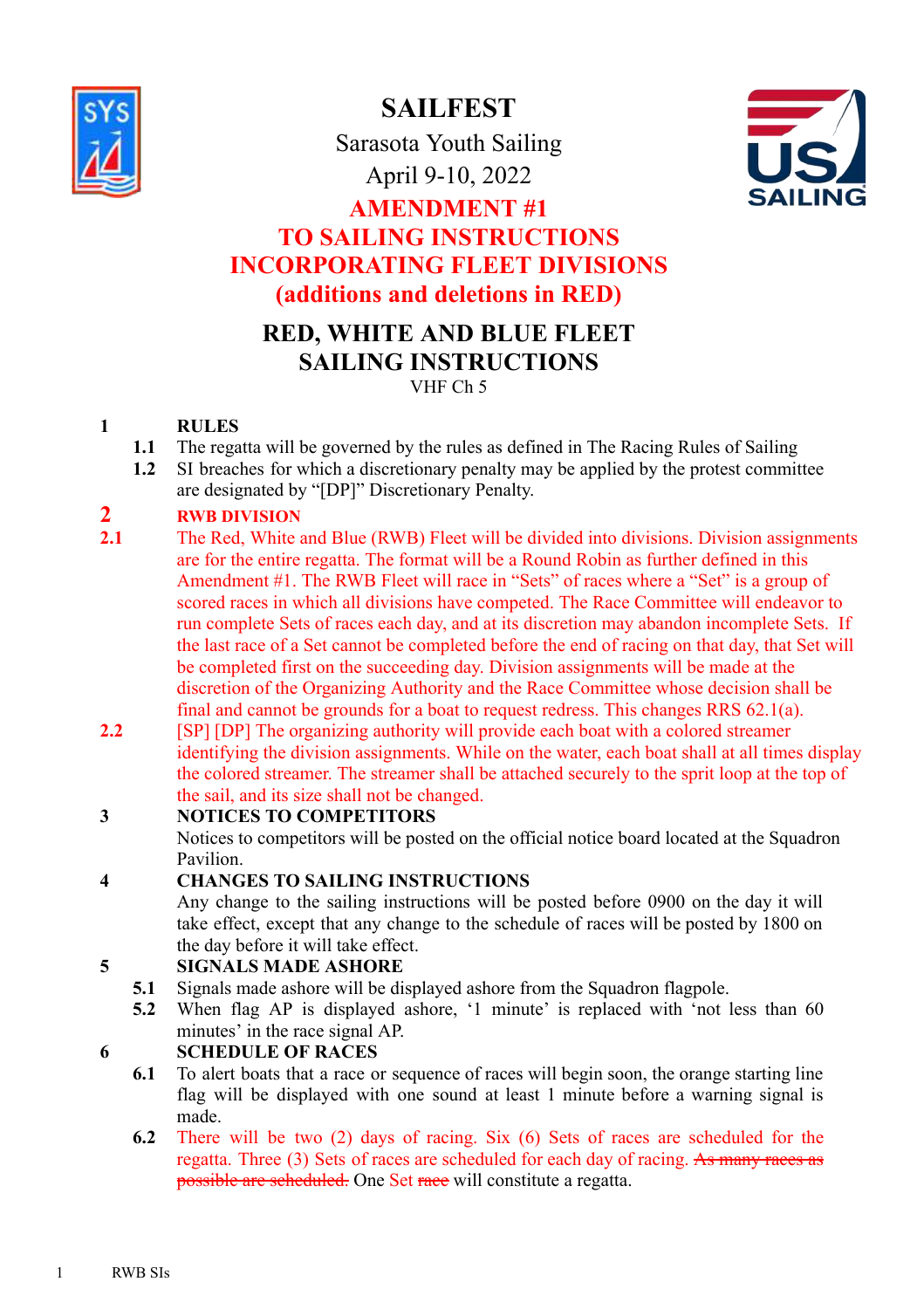# SAILFEST

Sarasota Youth Sailing

April 9-10, 2022

## AMENDMENT #1 TO SAILING INSTRUCTIONS INCORPORATING FLEET DIVISIONS (additions and deletions in RED)

## RED, WHITE AND BLUE FLEET SAILING INSTRUCTIONS

VHF Ch 5

**1 RULES**

**1.1** The regatta will be governed by the rules as defined in The Racing Rules of Sailing

**1.2** SI breaches for which a discretionary penalty may be applied by the protest committee are designated by "[DP]" Discretionary Penalty.

**2 RWB DIVISION**

**2.1** The Red, White and Blue (RWB) Fleet will be divided into divisions. Division assignments are for the entire regatta. The format will be a Round Robin as further defined in this Amendment #1. The RWB Fleet will race in "Sets" of races where a "Set" is a group of scored races in which all divisions have competed. The Race Committee will endeavor to run complete Sets of races each day, and at its discretion may abandon incomplete Sets. If the last race of a Set cannot be completed before the end of racing on that day, that Set will be completed first on the succeeding day. Division assignments will be made at the discretion of the Organizing Authority and the Race Committee whose decision shall be final and cannot be grounds for a boat to request redress. This changes RRS 62.1(a).

**2.2** [SP] [DP] The organizing authority will provide each boat with a colored streamer identifying the division assignments. While on the water, each boat shall at all times display the colored streamer. The streamer shall be attached securely to the sprit loop at the top of the sail, and its size shall not be changed.

**3 NOTICES TO COMPETITORS**

Notices to competitors will be posted on the official notice board located at the Squadron Pavilion.

**4 CHANGES TO SAILING INSTRUCTIONS**

Any change to the sailing instructions will be posted before 0900 on the day it will take effect, except that any change to the schedule of races will be posted by 1800 on the day before it will take effect.

**5 SIGNALS MADE ASHORE**

**5.1** Signals made ashore will be displayed ashore from the Squadron flagpole.

**5.2** When flag AP is displayed ashore, '1 minute' is replaced with 'not less than 60 minutes' in the race signal AP.

**6 SCHEDULE OF RACES**

**6.1** To alert boats that a race or sequence of races will begin soon, the orange starting line flag will be displayed with one sound at least 1 minute before a warning signal is made.

**6.2** There will be two (2) days of racing. Six (6) Sets of races are scheduled for the regatta. Three (3) Sets of races are scheduled for each day of racing. ~~As many races as possible are scheduled.~~ One Set ~~race~~ will constitute a regatta.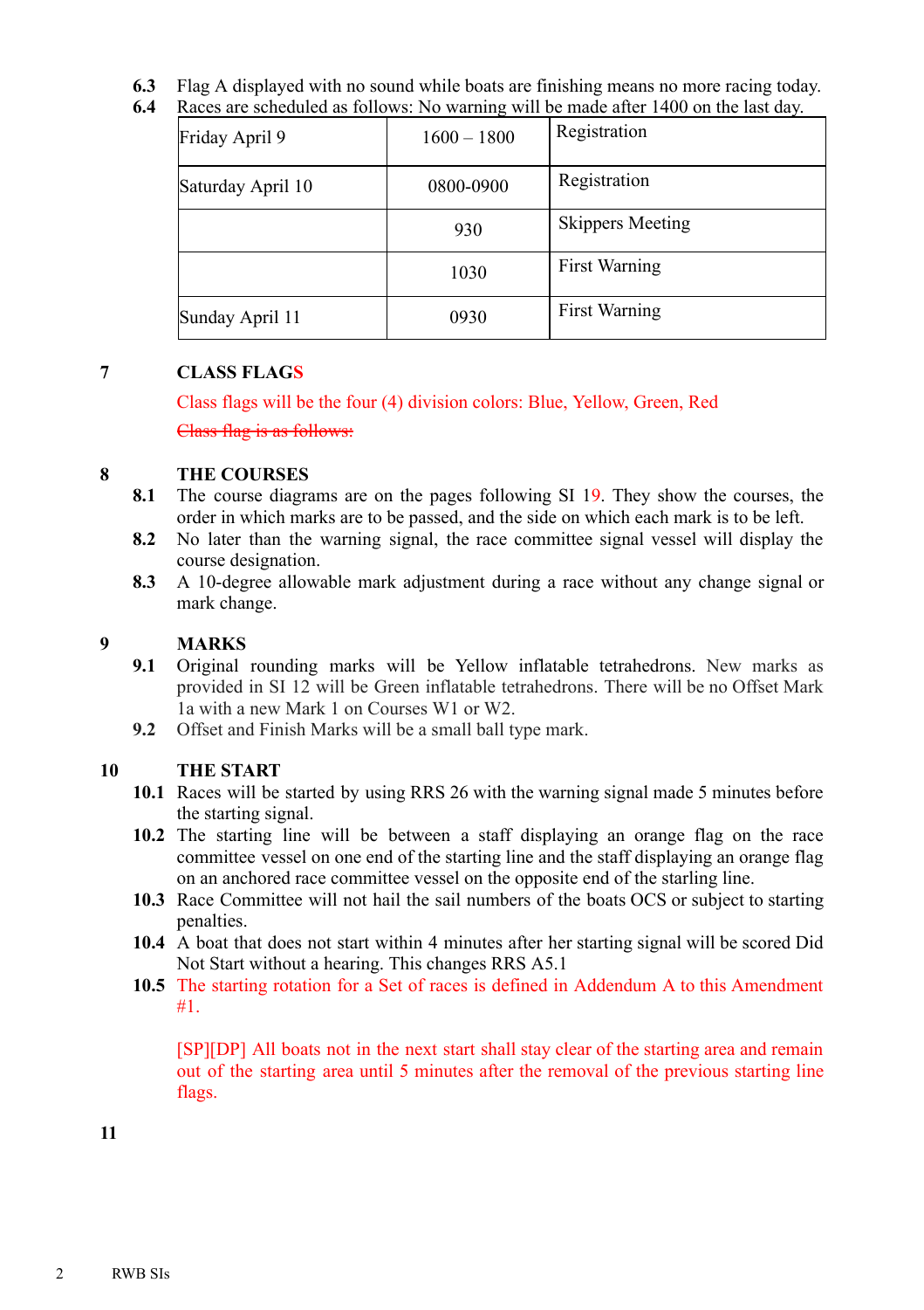**6.3** Flag A displayed with no sound while boats are finishing means no more racing today.

**6.4** Races are scheduled as follows: No warning will be made after 1400 on the last day.

| | | |
|---|---|---|
| Friday April 9 | 1600 – 1800 | Registration |
| Saturday April 10 | 0800-0900 | Registration |
| | 930 | Skippers Meeting |
| | 1030 | First Warning |
| Sunday April 11 | 0930 | First Warning |

## 7 CLASS FLAGS

Class flags will be the four (4) division colors: Blue, Yellow, Green, Red

~~Class flag is as follows:~~

## 8 THE COURSES

**8.1** The course diagrams are on the pages following SI 19. They show the courses, the order in which marks are to be passed, and the side on which each mark is to be left.

**8.2** No later than the warning signal, the race committee signal vessel will display the course designation.

**8.3** A 10-degree allowable mark adjustment during a race without any change signal or mark change.

## 9 MARKS

**9.1** Original rounding marks will be Yellow inflatable tetrahedrons. New marks as provided in SI 12 will be Green inflatable tetrahedrons. There will be no Offset Mark 1a with a new Mark 1 on Courses W1 or W2.

**9.2** Offset and Finish Marks will be a small ball type mark.

## 10 THE START

**10.1** Races will be started by using RRS 26 with the warning signal made 5 minutes before the starting signal.

**10.2** The starting line will be between a staff displaying an orange flag on the race committee vessel on one end of the starting line and the staff displaying an orange flag on an anchored race committee vessel on the opposite end of the starling line.

**10.3** Race Committee will not hail the sail numbers of the boats OCS or subject to starting penalties.

**10.4** A boat that does not start within 4 minutes after her starting signal will be scored Did Not Start without a hearing. This changes RRS A5.1

**10.5** The starting rotation for a Set of races is defined in Addendum A to this Amendment #1.

[SP][DP] All boats not in the next start shall stay clear of the starting area and remain out of the starting area until 5 minutes after the removal of the previous starting line flags.

## 11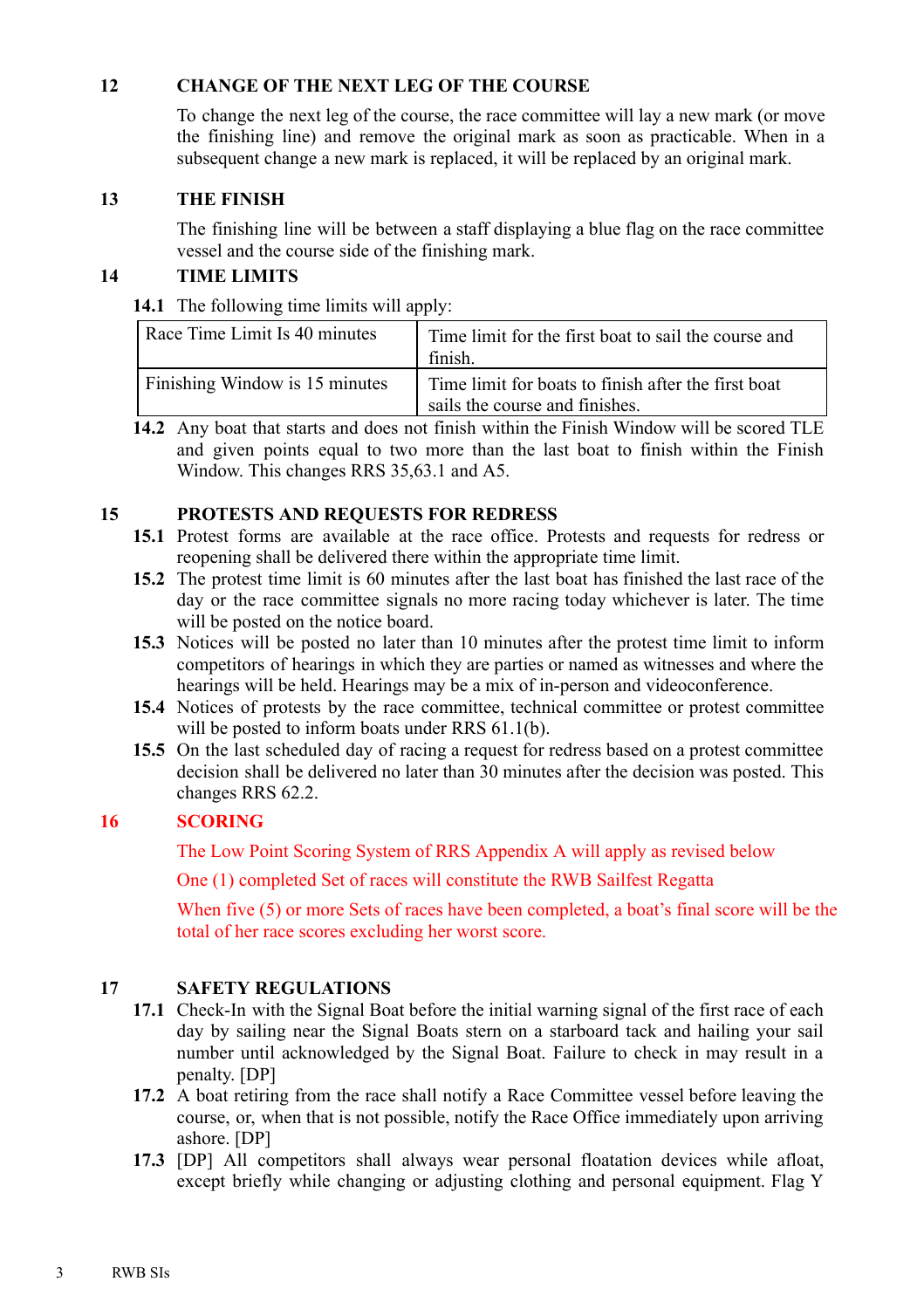## 12 CHANGE OF THE NEXT LEG OF THE COURSE

To change the next leg of the course, the race committee will lay a new mark (or move the finishing line) and remove the original mark as soon as practicable. When in a subsequent change a new mark is replaced, it will be replaced by an original mark.

## 13 THE FINISH

The finishing line will be between a staff displaying a blue flag on the race committee vessel and the course side of the finishing mark.

## 14 TIME LIMITS

**14.1** The following time limits will apply:

| Race Time Limit Is 40 minutes | Time limit for the first boat to sail the course and finish. |
|---|---|
| Finishing Window is 15 minutes | Time limit for boats to finish after the first boat sails the course and finishes. |

**14.2** Any boat that starts and does not finish within the Finish Window will be scored TLE and given points equal to two more than the last boat to finish within the Finish Window. This changes RRS 35,63.1 and A5.

## 15 PROTESTS AND REQUESTS FOR REDRESS

**15.1** Protest forms are available at the race office. Protests and requests for redress or reopening shall be delivered there within the appropriate time limit.

**15.2** The protest time limit is 60 minutes after the last boat has finished the last race of the day or the race committee signals no more racing today whichever is later. The time will be posted on the notice board.

**15.3** Notices will be posted no later than 10 minutes after the protest time limit to inform competitors of hearings in which they are parties or named as witnesses and where the hearings will be held. Hearings may be a mix of in-person and videoconference.

**15.4** Notices of protests by the race committee, technical committee or protest committee will be posted to inform boats under RRS 61.1(b).

**15.5** On the last scheduled day of racing a request for redress based on a protest committee decision shall be delivered no later than 30 minutes after the decision was posted. This changes RRS 62.2.

## 16 SCORING

The Low Point Scoring System of RRS Appendix A will apply as revised below

One (1) completed Set of races will constitute the RWB Sailfest Regatta

When five (5) or more Sets of races have been completed, a boat's final score will be the total of her race scores excluding her worst score.

## 17 SAFETY REGULATIONS

**17.1** Check-In with the Signal Boat before the initial warning signal of the first race of each day by sailing near the Signal Boats stern on a starboard tack and hailing your sail number until acknowledged by the Signal Boat. Failure to check in may result in a penalty. [DP]

**17.2** A boat retiring from the race shall notify a Race Committee vessel before leaving the course, or, when that is not possible, notify the Race Office immediately upon arriving ashore. [DP]

**17.3** [DP] All competitors shall always wear personal floatation devices while afloat, except briefly while changing or adjusting clothing and personal equipment. Flag Y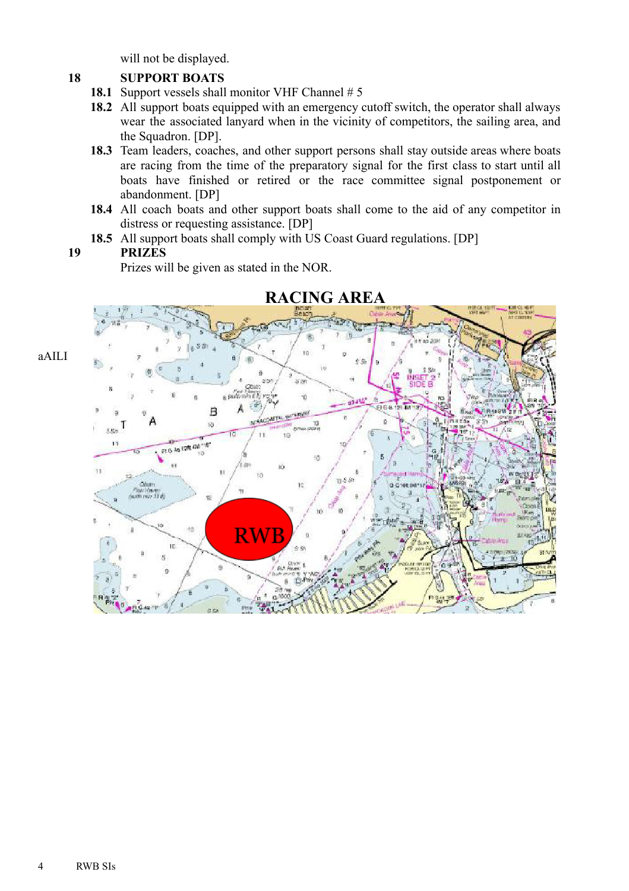will not be displayed.

**18 SUPPORT BOATS**

**18.1** Support vessels shall monitor VHF Channel # 5

**18.2** All support boats equipped with an emergency cutoff switch, the operator shall always wear the associated lanyard when in the vicinity of competitors, the sailing area, and the Squadron. [DP].

**18.3** Team leaders, coaches, and other support persons shall stay outside areas where boats are racing from the time of the preparatory signal for the first class to start until all boats have finished or retired or the race committee signal postponement or abandonment. [DP]

**18.4** All coach boats and other support boats shall come to the aid of any competitor in distress or requesting assistance. [DP]

**18.5** All support boats shall comply with US Coast Guard regulations. [DP]

**19 PRIZES**

Prizes will be given as stated in the NOR.

## RACING AREA

aAILI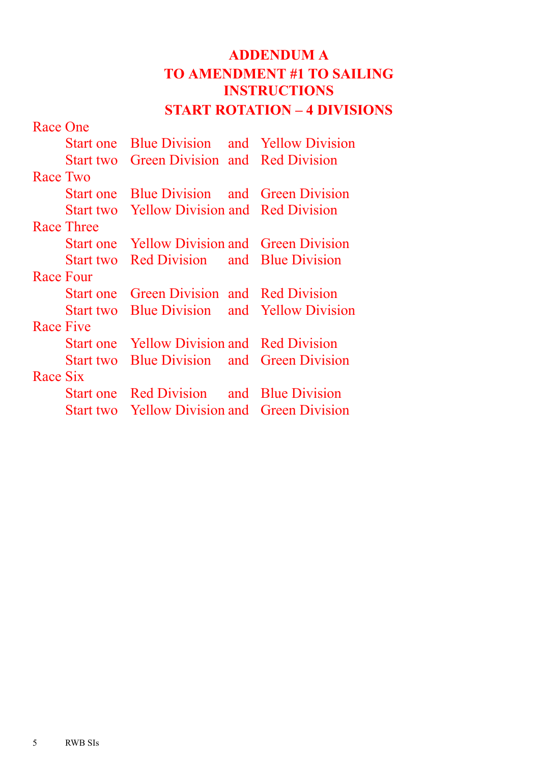# ADDENDUM A
# TO AMENDMENT #1 TO SAILING INSTRUCTIONS
# START ROTATION – 4 DIVISIONS

Race One

- Start one Blue Division and Yellow Division
- Start two Green Division and Red Division

Race Two

- Start one Blue Division and Green Division
- Start two Yellow Division and Red Division

Race Three

- Start one Yellow Division and Green Division
- Start two Red Division and Blue Division

Race Four

- Start one Green Division and Red Division
- Start two Blue Division and Yellow Division

Race Five

- Start one Yellow Division and Red Division
- Start two Blue Division and Green Division

Race Six

- Start one Red Division and Blue Division
- Start two Yellow Division and Green Division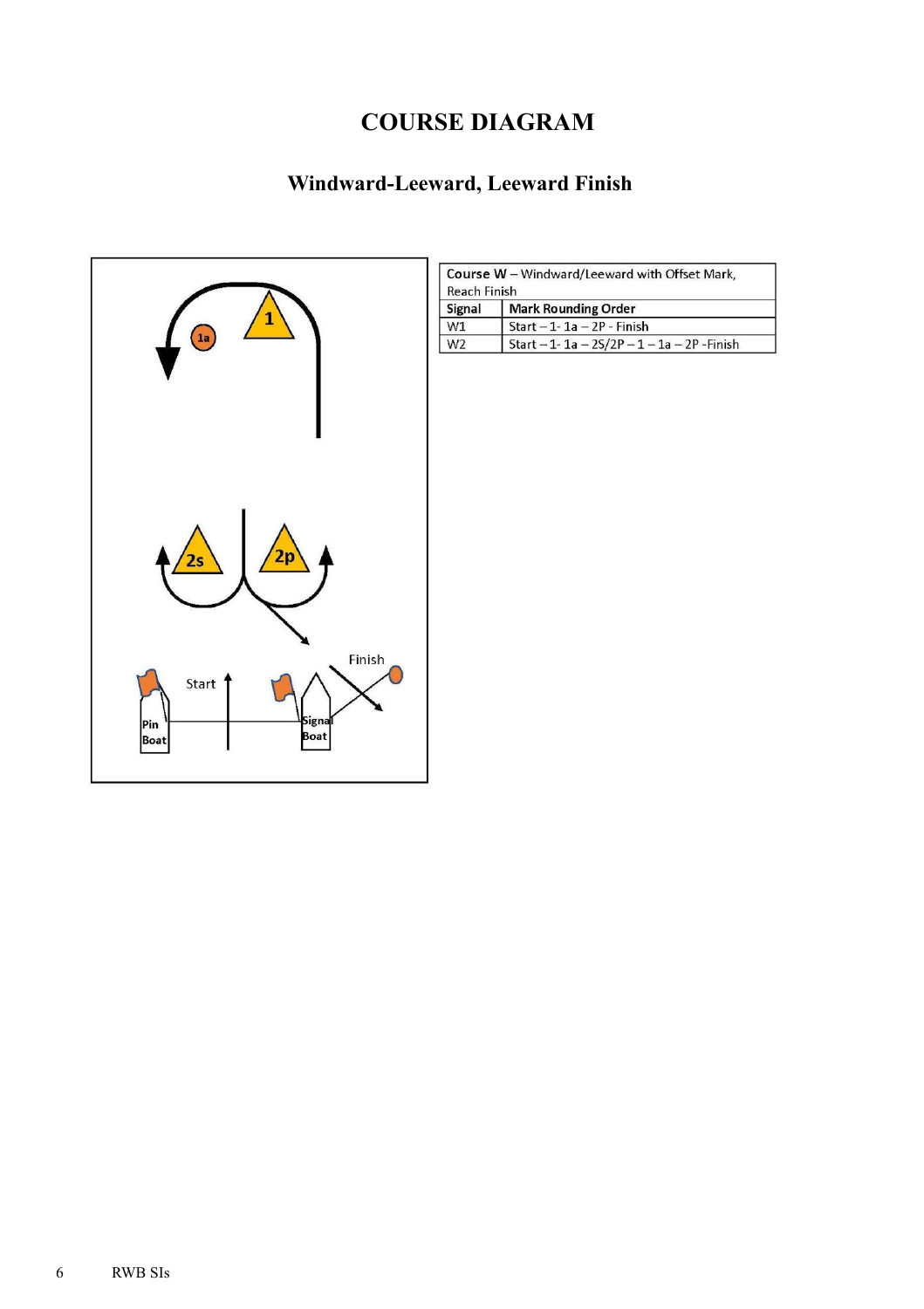# COURSE DIAGRAM

## Windward-Leeward, Leeward Finish

| Course W – Windward/Leeward with Offset Mark, Reach Finish | |
|---|---|
| **Signal** | **Mark Rounding Order** |
| W1 | Start – 1- 1a – 2P - Finish |
| W2 | Start – 1- 1a – 2S/2P – 1 – 1a – 2P -Finish |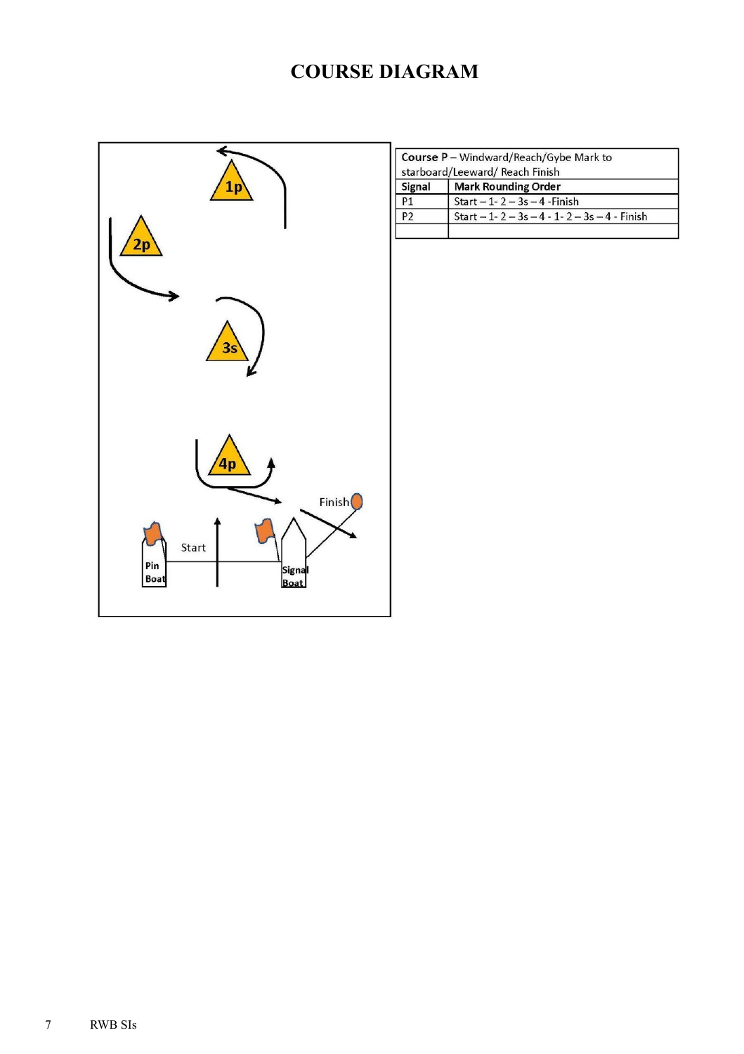# COURSE DIAGRAM

| Course P – Windward/Reach/Gybe Mark to starboard/Leeward/ Reach Finish | |
|---|---|
| **Signal** | **Mark Rounding Order** |
| P1 | Start – 1- 2 – 3s – 4 -Finish |
| P2 | Start – 1- 2 – 3s – 4 - 1- 2 – 3s – 4 - Finish |
| | |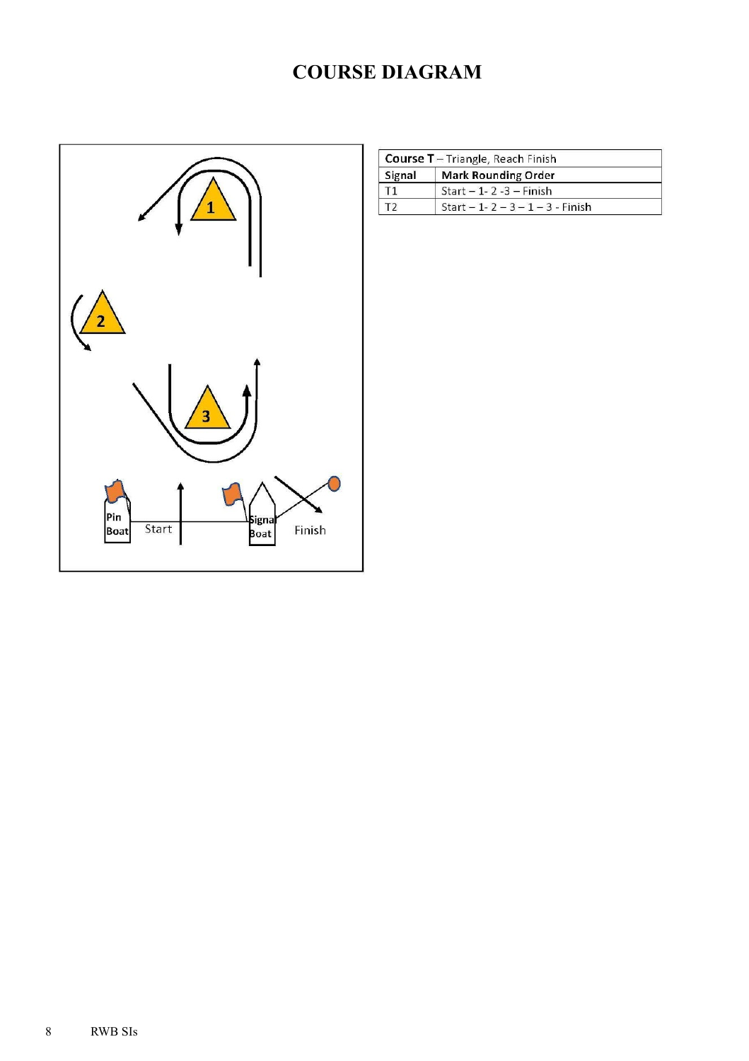# COURSE DIAGRAM

1

2

3

Pin Boat

Start

Signal Boat

Finish

| Course T – Triangle, Reach Finish | |
| --- | --- |
| **Signal** | **Mark Rounding Order** |
| T1 | Start – 1- 2 -3 – Finish |
| T2 | Start – 1- 2 – 3 – 1 – 3 - Finish |